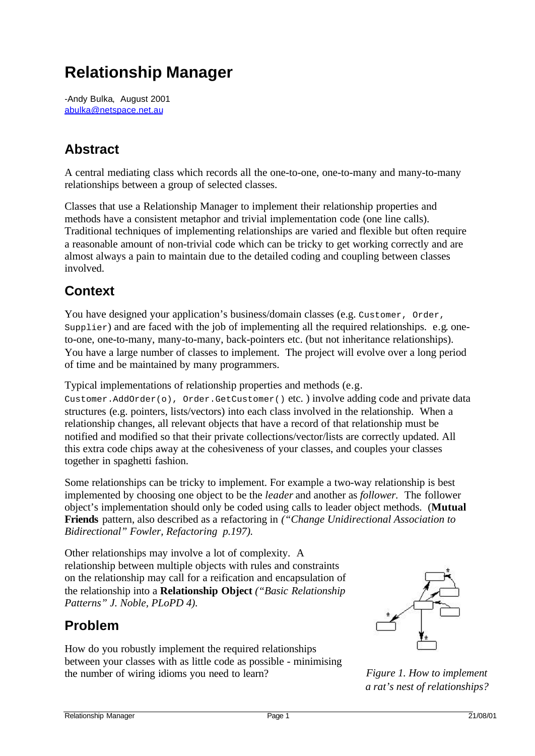# Relationship Manager

-Andy Bulka, August 2001
abulka@netspace.net.au

## Abstract

A central mediating class which records all the one-to-one, one-to-many and many-to-many relationships between a group of selected classes.

Classes that use a Relationship Manager to implement their relationship properties and methods have a consistent metaphor and trivial implementation code (one line calls). Traditional techniques of implementing relationships are varied and flexible but often require a reasonable amount of non-trivial code which can be tricky to get working correctly and are almost always a pain to maintain due to the detailed coding and coupling between classes involved.

## Context

You have designed your application's business/domain classes (e.g. `Customer, Order, Supplier`) and are faced with the job of implementing all the required relationships. e.g. one-to-one, one-to-many, many-to-many, back-pointers etc. (but not inheritance relationships). You have a large number of classes to implement. The project will evolve over a long period of time and be maintained by many programmers.

Typical implementations of relationship properties and methods (e.g. `Customer.AddOrder(o), Order.GetCustomer()` etc. ) involve adding code and private data structures (e.g. pointers, lists/vectors) into each class involved in the relationship. When a relationship changes, all relevant objects that have a record of that relationship must be notified and modified so that their private collections/vector/lists are correctly updated. All this extra code chips away at the cohesiveness of your classes, and couples your classes together in spaghetti fashion.

Some relationships can be tricky to implement. For example a two-way relationship is best implemented by choosing one object to be the *leader* and another as *follower.* The follower object's implementation should only be coded using calls to leader object methods. (**Mutual Friends** pattern, also described as a refactoring in *("Change Unidirectional Association to Bidirectional" Fowler, Refactoring p.197).*

Other relationships may involve a lot of complexity. A relationship between multiple objects with rules and constraints on the relationship may call for a reification and encapsulation of the relationship into a **Relationship Object** *("Basic Relationship Patterns" J. Noble, PLoPD 4).*

## Problem

How do you robustly implement the required relationships between your classes with as little code as possible - minimising the number of wiring idioms you need to learn?

*Figure 1. How to implement a rat's nest of relationships?*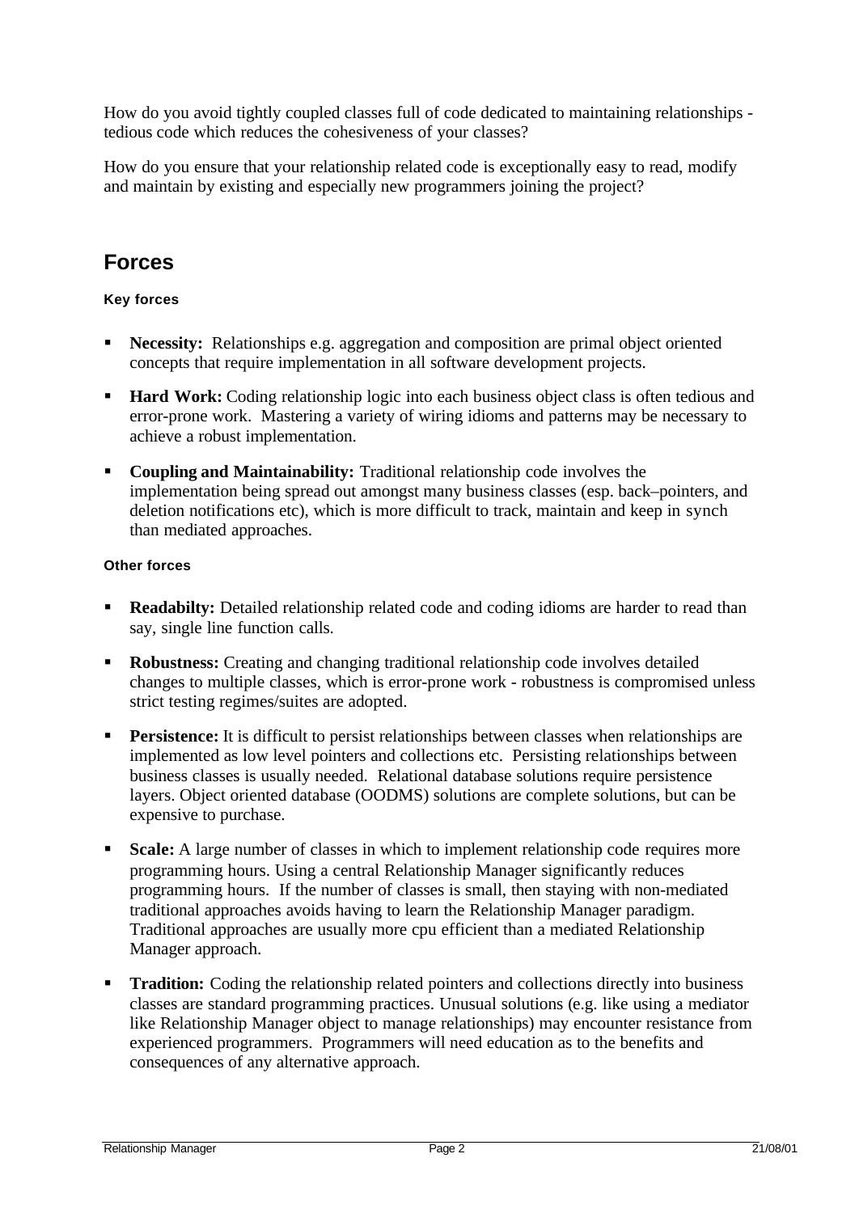How do you avoid tightly coupled classes full of code dedicated to maintaining relationships - tedious code which reduces the cohesiveness of your classes?

How do you ensure that your relationship related code is exceptionally easy to read, modify and maintain by existing and especially new programmers joining the project?

## Forces

#### Key forces

- **Necessity:** Relationships e.g. aggregation and composition are primal object oriented concepts that require implementation in all software development projects.
- **Hard Work:** Coding relationship logic into each business object class is often tedious and error-prone work. Mastering a variety of wiring idioms and patterns may be necessary to achieve a robust implementation.
- **Coupling and Maintainability:** Traditional relationship code involves the implementation being spread out amongst many business classes (esp. back–pointers, and deletion notifications etc), which is more difficult to track, maintain and keep in synch than mediated approaches.

#### Other forces

- **Readabilty:** Detailed relationship related code and coding idioms are harder to read than say, single line function calls.
- **Robustness:** Creating and changing traditional relationship code involves detailed changes to multiple classes, which is error-prone work - robustness is compromised unless strict testing regimes/suites are adopted.
- **Persistence:** It is difficult to persist relationships between classes when relationships are implemented as low level pointers and collections etc. Persisting relationships between business classes is usually needed. Relational database solutions require persistence layers. Object oriented database (OODMS) solutions are complete solutions, but can be expensive to purchase.
- **Scale:** A large number of classes in which to implement relationship code requires more programming hours. Using a central Relationship Manager significantly reduces programming hours. If the number of classes is small, then staying with non-mediated traditional approaches avoids having to learn the Relationship Manager paradigm. Traditional approaches are usually more cpu efficient than a mediated Relationship Manager approach.
- **Tradition:** Coding the relationship related pointers and collections directly into business classes are standard programming practices. Unusual solutions (e.g. like using a mediator like Relationship Manager object to manage relationships) may encounter resistance from experienced programmers. Programmers will need education as to the benefits and consequences of any alternative approach.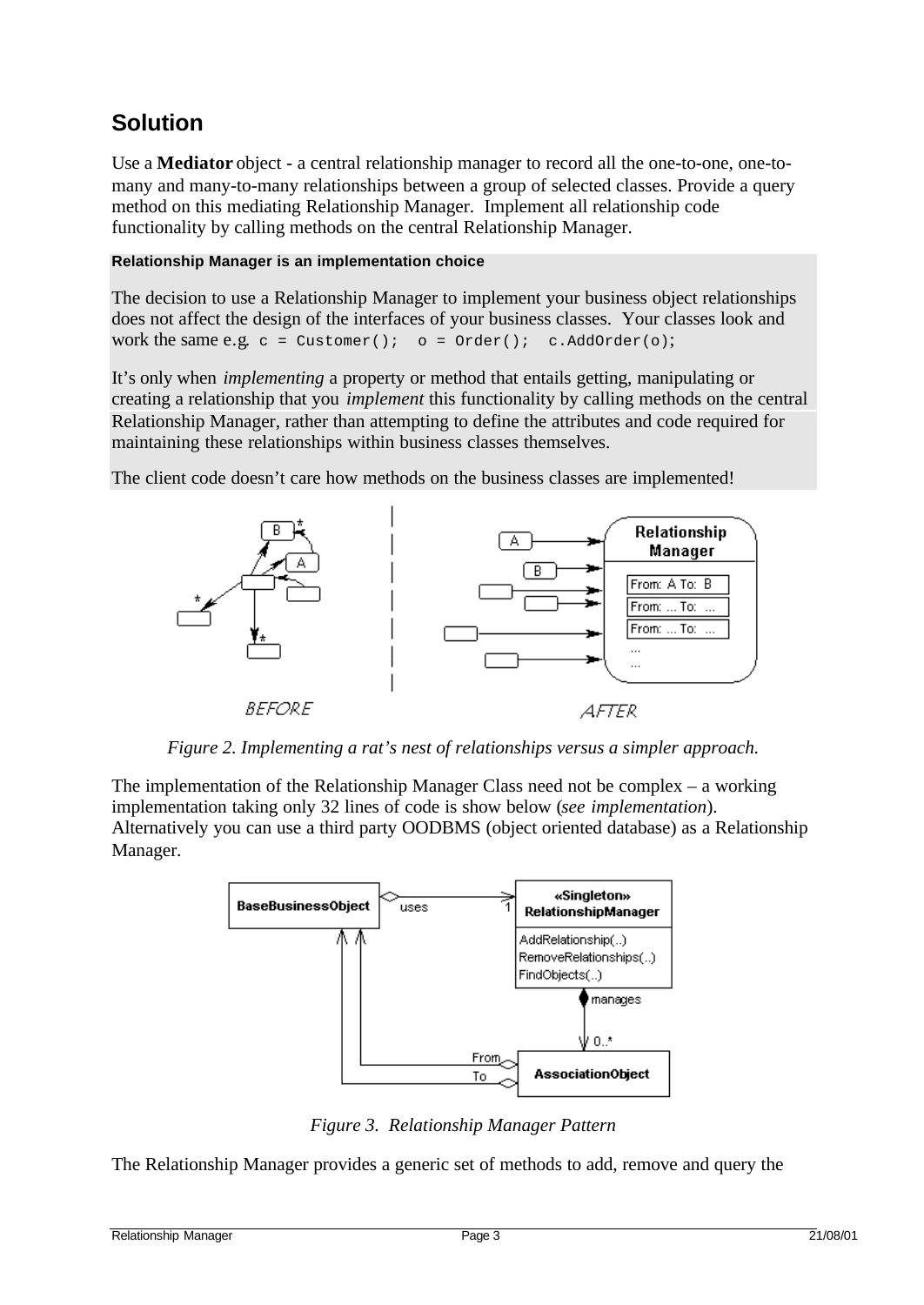## Solution

Use a **Mediator** object - a central relationship manager to record all the one-to-one, one-to-many and many-to-many relationships between a group of selected classes. Provide a query method on this mediating Relationship Manager. Implement all relationship code functionality by calling methods on the central Relationship Manager.

**Relationship Manager is an implementation choice**

The decision to use a Relationship Manager to implement your business object relationships does not affect the design of the interfaces of your business classes. Your classes look and work the same e.g. `c = Customer();  o = Order();  c.AddOrder(o);`

It's only when *implementing* a property or method that entails getting, manipulating or creating a relationship that you *implement* this functionality by calling methods on the central Relationship Manager, rather than attempting to define the attributes and code required for maintaining these relationships within business classes themselves.

The client code doesn't care how methods on the business classes are implemented!

*Figure 2. Implementing a rat's nest of relationships versus a simpler approach.*

The implementation of the Relationship Manager Class need not be complex – a working implementation taking only 32 lines of code is show below (*see implementation*). Alternatively you can use a third party OODBMS (object oriented database) as a Relationship Manager.

*Figure 3. Relationship Manager Pattern*

The Relationship Manager provides a generic set of methods to add, remove and query the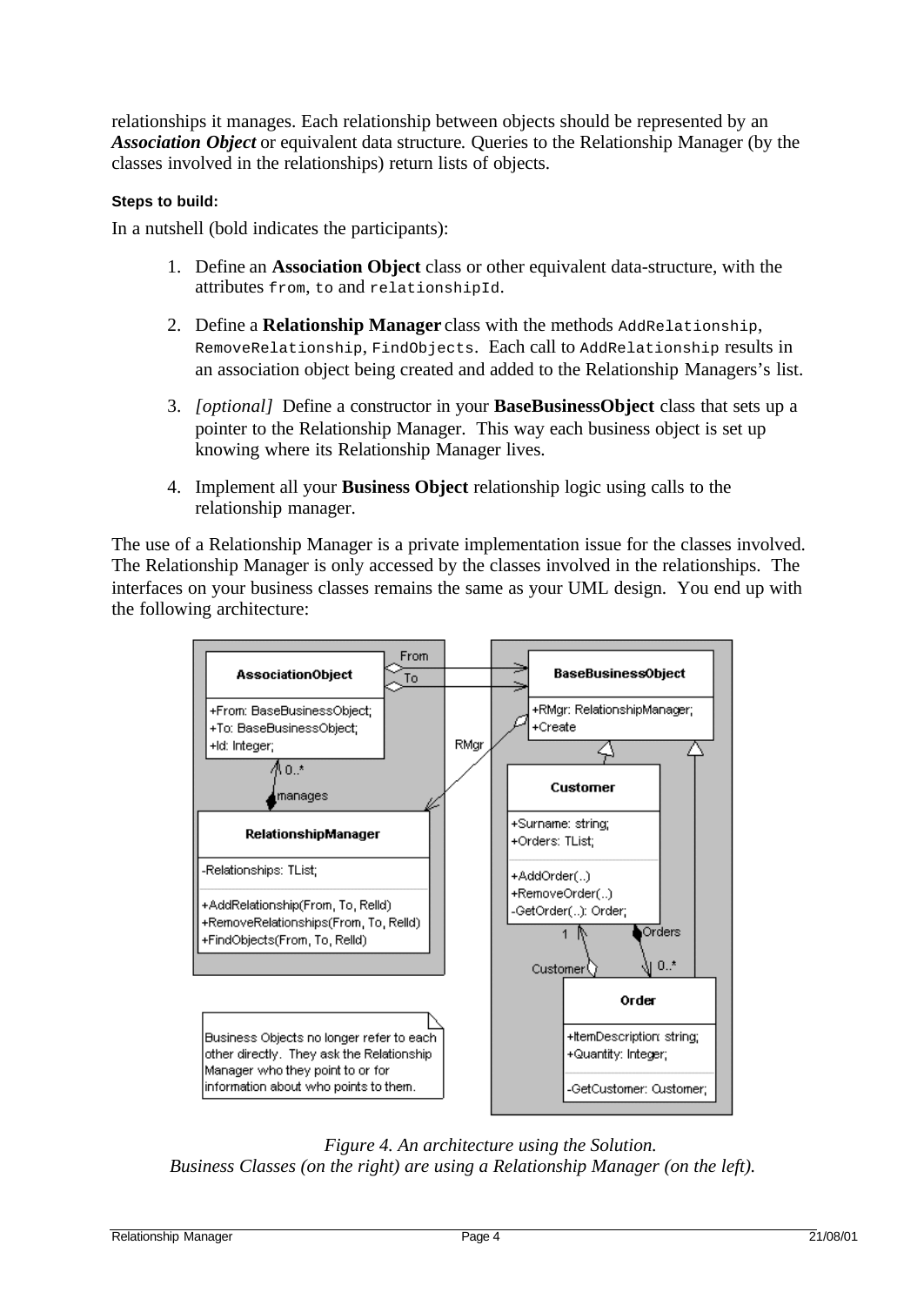relationships it manages. Each relationship between objects should be represented by an ***Association Object*** or equivalent data structure. Queries to the Relationship Manager (by the classes involved in the relationships) return lists of objects.

#### Steps to build:

In a nutshell (bold indicates the participants):

1. Define an **Association Object** class or other equivalent data-structure, with the attributes `from`, `to` and `relationshipId`.

2. Define a **Relationship Manager** class with the methods `AddRelationship`, `RemoveRelationship`, `FindObjects`. Each call to `AddRelationship` results in an association object being created and added to the Relationship Managers's list.

3. *[optional]* Define a constructor in your **BaseBusinessObject** class that sets up a pointer to the Relationship Manager. This way each business object is set up knowing where its Relationship Manager lives.

4. Implement all your **Business Object** relationship logic using calls to the relationship manager.

The use of a Relationship Manager is a private implementation issue for the classes involved. The Relationship Manager is only accessed by the classes involved in the relationships. The interfaces on your business classes remains the same as your UML design. You end up with the following architecture:

*Figure 4. An architecture using the Solution.*
*Business Classes (on the right) are using a Relationship Manager (on the left).*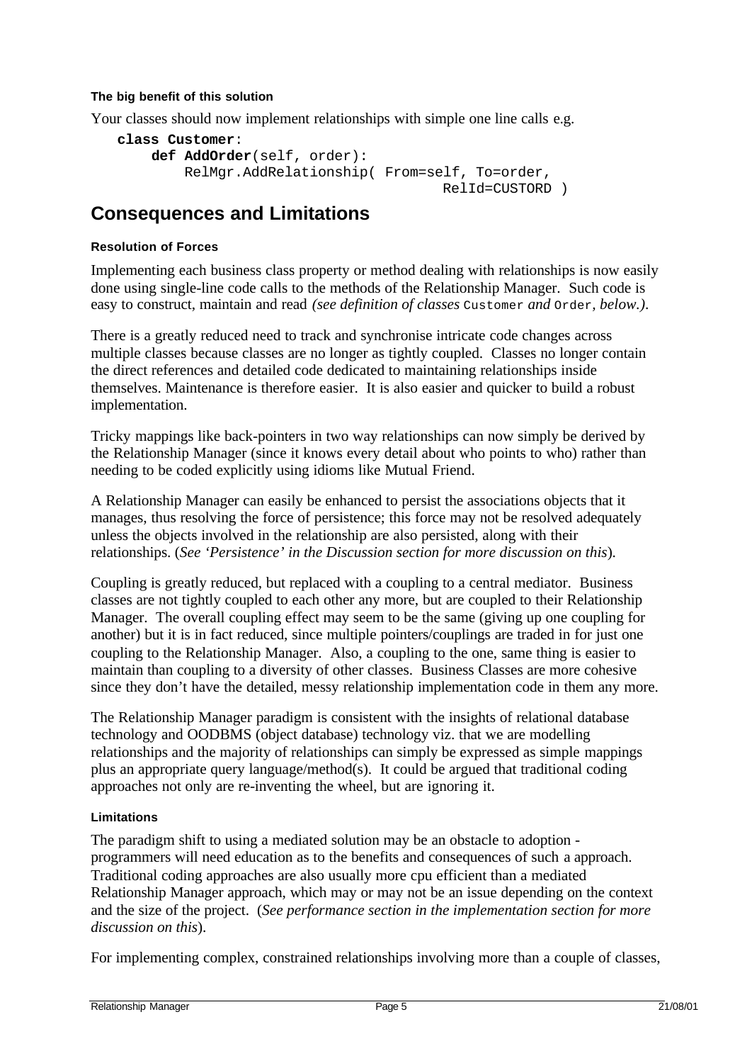#### The big benefit of this solution

Your classes should now implement relationships with simple one line calls e.g.

```
class Customer:
    def AddOrder(self, order):
        RelMgr.AddRelationship( From=self, To=order,
                                       RelId=CUSTORD )
```

## Consequences and Limitations

#### Resolution of Forces

Implementing each business class property or method dealing with relationships is now easily done using single-line code calls to the methods of the Relationship Manager. Such code is easy to construct, maintain and read *(see definition of classes* `Customer` *and* `Order`*, below.)*.

There is a greatly reduced need to track and synchronise intricate code changes across multiple classes because classes are no longer as tightly coupled. Classes no longer contain the direct references and detailed code dedicated to maintaining relationships inside themselves. Maintenance is therefore easier. It is also easier and quicker to build a robust implementation.

Tricky mappings like back-pointers in two way relationships can now simply be derived by the Relationship Manager (since it knows every detail about who points to who) rather than needing to be coded explicitly using idioms like Mutual Friend.

A Relationship Manager can easily be enhanced to persist the associations objects that it manages, thus resolving the force of persistence; this force may not be resolved adequately unless the objects involved in the relationship are also persisted, along with their relationships. (*See 'Persistence' in the Discussion section for more discussion on this*).

Coupling is greatly reduced, but replaced with a coupling to a central mediator. Business classes are not tightly coupled to each other any more, but are coupled to their Relationship Manager. The overall coupling effect may seem to be the same (giving up one coupling for another) but it is in fact reduced, since multiple pointers/couplings are traded in for just one coupling to the Relationship Manager. Also, a coupling to the one, same thing is easier to maintain than coupling to a diversity of other classes. Business Classes are more cohesive since they don't have the detailed, messy relationship implementation code in them any more.

The Relationship Manager paradigm is consistent with the insights of relational database technology and OODBMS (object database) technology viz. that we are modelling relationships and the majority of relationships can simply be expressed as simple mappings plus an appropriate query language/method(s). It could be argued that traditional coding approaches not only are re-inventing the wheel, but are ignoring it.

#### Limitations

The paradigm shift to using a mediated solution may be an obstacle to adoption - programmers will need education as to the benefits and consequences of such a approach. Traditional coding approaches are also usually more cpu efficient than a mediated Relationship Manager approach, which may or may not be an issue depending on the context and the size of the project. (*See performance section in the implementation section for more discussion on this*).

For implementing complex, constrained relationships involving more than a couple of classes,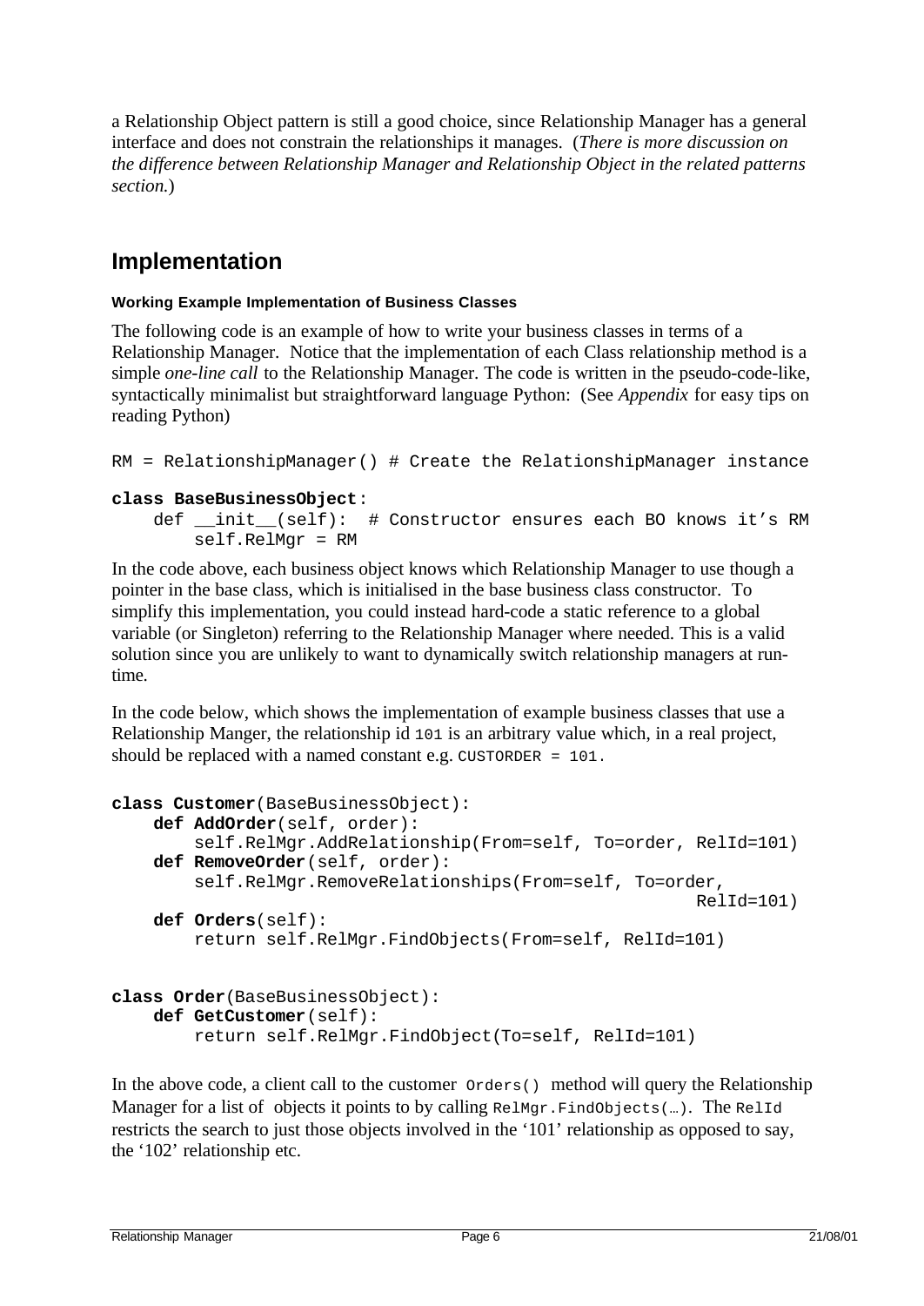a Relationship Object pattern is still a good choice, since Relationship Manager has a general interface and does not constrain the relationships it manages. (*There is more discussion on the difference between Relationship Manager and Relationship Object in the related patterns section.*)

## Implementation

#### Working Example Implementation of Business Classes

The following code is an example of how to write your business classes in terms of a Relationship Manager. Notice that the implementation of each Class relationship method is a simple *one-line call* to the Relationship Manager. The code is written in the pseudo-code-like, syntactically minimalist but straightforward language Python: (See *Appendix* for easy tips on reading Python)

```
RM = RelationshipManager() # Create the RelationshipManager instance

class BaseBusinessObject:
    def __init__(self):  # Constructor ensures each BO knows it's RM
        self.RelMgr = RM
```

In the code above, each business object knows which Relationship Manager to use though a pointer in the base class, which is initialised in the base business class constructor. To simplify this implementation, you could instead hard-code a static reference to a global variable (or Singleton) referring to the Relationship Manager where needed. This is a valid solution since you are unlikely to want to dynamically switch relationship managers at run-time.

In the code below, which shows the implementation of example business classes that use a Relationship Manger, the relationship id `101` is an arbitrary value which, in a real project, should be replaced with a named constant e.g. `CUSTORDER = 101.`

```
class Customer(BaseBusinessObject):
    def AddOrder(self, order):
        self.RelMgr.AddRelationship(From=self, To=order, RelId=101)
    def RemoveOrder(self, order):
        self.RelMgr.RemoveRelationships(From=self, To=order,
                                                          RelId=101)
    def Orders(self):
        return self.RelMgr.FindObjects(From=self, RelId=101)


class Order(BaseBusinessObject):
    def GetCustomer(self):
        return self.RelMgr.FindObject(To=self, RelId=101)
```

In the above code, a client call to the customer `Orders()` method will query the Relationship Manager for a list of objects it points to by calling `RelMgr.FindObjects(…)`. The `RelId` restricts the search to just those objects involved in the '101' relationship as opposed to say, the '102' relationship etc.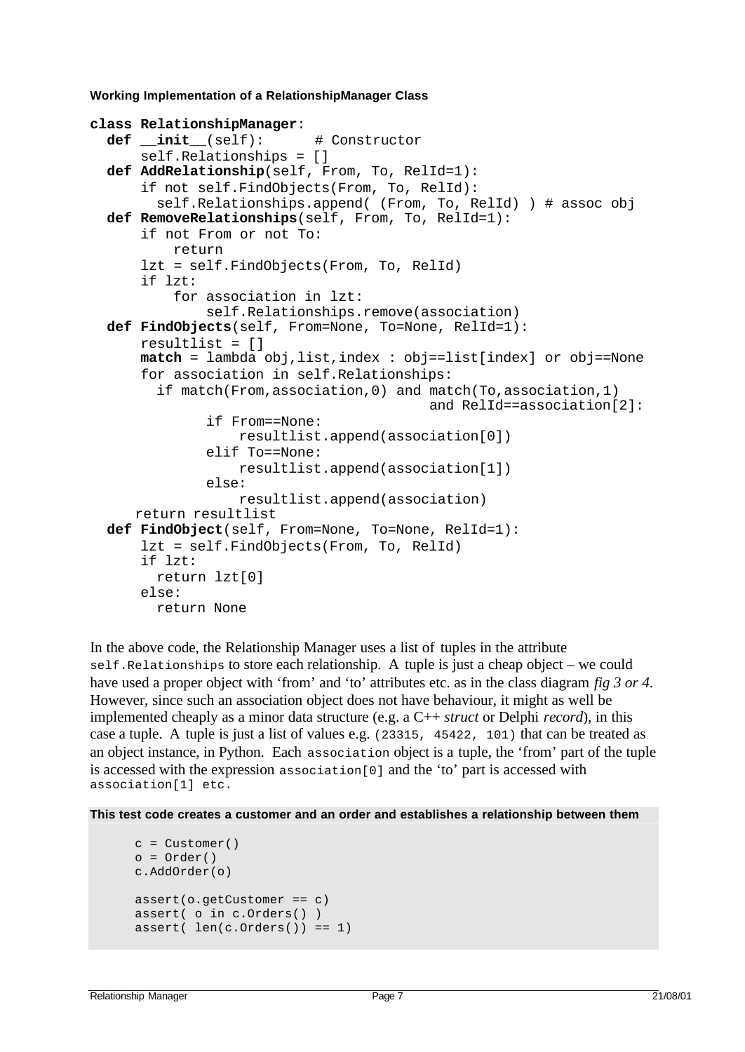**Working Implementation of a RelationshipManager Class**

```
class RelationshipManager:
  def __init__(self):      # Constructor
      self.Relationships = []
  def AddRelationship(self, From, To, RelId=1):
      if not self.FindObjects(From, To, RelId):
        self.Relationships.append( (From, To, RelId) ) # assoc obj
  def RemoveRelationships(self, From, To, RelId=1):
      if not From or not To:
          return
      lzt = self.FindObjects(From, To, RelId)
      if lzt:
          for association in lzt:
              self.Relationships.remove(association)
  def FindObjects(self, From=None, To=None, RelId=1):
      resultlist = []
      match = lambda obj,list,index : obj==list[index] or obj==None
      for association in self.Relationships:
        if match(From,association,0) and match(To,association,1)
                                        and RelId==association[2]:
              if From==None:
                  resultlist.append(association[0])
              elif To==None:
                  resultlist.append(association[1])
              else:
                  resultlist.append(association)
     return resultlist
  def FindObject(self, From=None, To=None, RelId=1):
      lzt = self.FindObjects(From, To, RelId)
      if lzt:
        return lzt[0]
      else:
        return None
```

In the above code, the Relationship Manager uses a list of tuples in the attribute `self.Relationships` to store each relationship. A tuple is just a cheap object – we could have used a proper object with 'from' and 'to' attributes etc. as in the class diagram *fig 3 or 4*. However, since such an association object does not have behaviour, it might as well be implemented cheaply as a minor data structure (e.g. a C++ *struct* or Delphi *record*), in this case a tuple. A tuple is just a list of values e.g. `(23315, 45422, 101)` that can be treated as an object instance, in Python. Each `association` object is a tuple, the 'from' part of the tuple is accessed with the expression `association[0]` and the 'to' part is accessed with `association[1] etc.`

**This test code creates a customer and an order and establishes a relationship between them**

```
c = Customer()
o = Order()
c.AddOrder(o)

assert(o.getCustomer == c)
assert( o in c.Orders() )
assert( len(c.Orders()) == 1)
```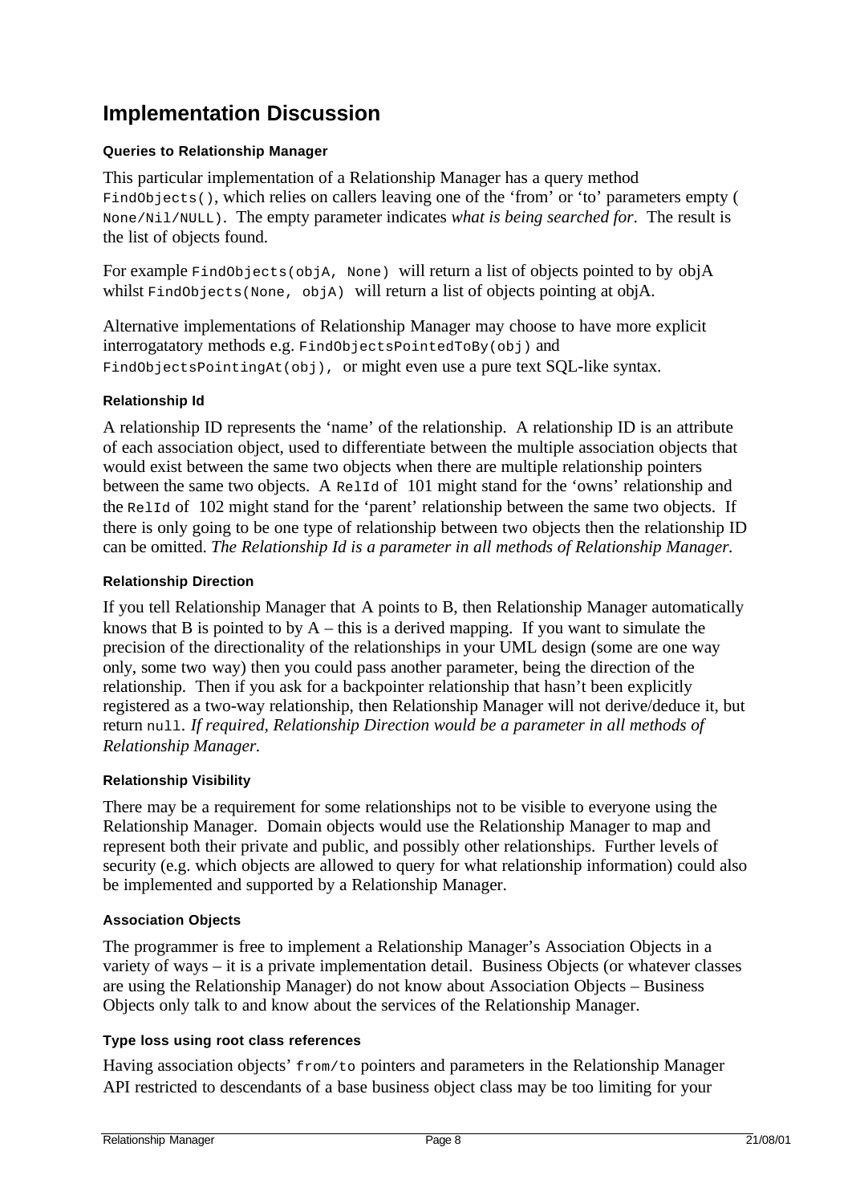# Implementation Discussion

#### Queries to Relationship Manager

This particular implementation of a Relationship Manager has a query method `FindObjects()`, which relies on callers leaving one of the 'from' or 'to' parameters empty ( `None/Nil/NULL`). The empty parameter indicates *what is being searched for*. The result is the list of objects found.

For example `FindObjects(objA, None)` will return a list of objects pointed to by objA whilst `FindObjects(None, objA)` will return a list of objects pointing at objA.

Alternative implementations of Relationship Manager may choose to have more explicit interrogatatory methods e.g. `FindObjectsPointedToBy(obj)` and `FindObjectsPointingAt(obj)`, or might even use a pure text SQL-like syntax.

#### Relationship Id

A relationship ID represents the 'name' of the relationship. A relationship ID is an attribute of each association object, used to differentiate between the multiple association objects that would exist between the same two objects when there are multiple relationship pointers between the same two objects. A `RelId` of 101 might stand for the 'owns' relationship and the `RelId` of 102 might stand for the 'parent' relationship between the same two objects. If there is only going to be one type of relationship between two objects then the relationship ID can be omitted. *The Relationship Id is a parameter in all methods of Relationship Manager.*

#### Relationship Direction

If you tell Relationship Manager that A points to B, then Relationship Manager automatically knows that B is pointed to by A – this is a derived mapping. If you want to simulate the precision of the directionality of the relationships in your UML design (some are one way only, some two way) then you could pass another parameter, being the direction of the relationship. Then if you ask for a backpointer relationship that hasn't been explicitly registered as a two-way relationship, then Relationship Manager will not derive/deduce it, but return `null`. *If required, Relationship Direction would be a parameter in all methods of Relationship Manager.*

#### Relationship Visibility

There may be a requirement for some relationships not to be visible to everyone using the Relationship Manager. Domain objects would use the Relationship Manager to map and represent both their private and public, and possibly other relationships. Further levels of security (e.g. which objects are allowed to query for what relationship information) could also be implemented and supported by a Relationship Manager.

#### Association Objects

The programmer is free to implement a Relationship Manager's Association Objects in a variety of ways – it is a private implementation detail. Business Objects (or whatever classes are using the Relationship Manager) do not know about Association Objects – Business Objects only talk to and know about the services of the Relationship Manager.

#### Type loss using root class references

Having association objects' `from/to` pointers and parameters in the Relationship Manager API restricted to descendants of a base business object class may be too limiting for your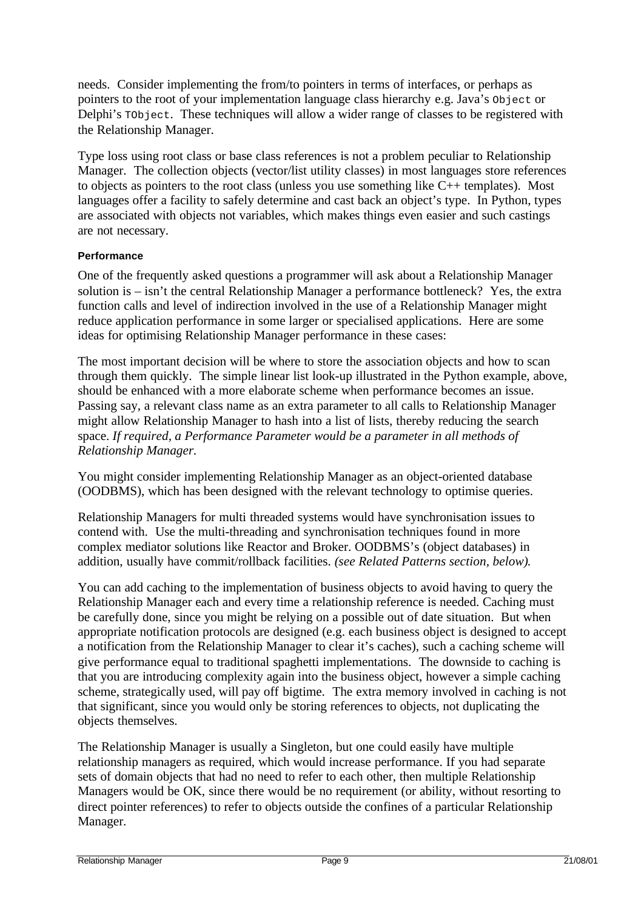needs. Consider implementing the from/to pointers in terms of interfaces, or perhaps as pointers to the root of your implementation language class hierarchy e.g. Java's `Object` or Delphi's `TObject`. These techniques will allow a wider range of classes to be registered with the Relationship Manager.

Type loss using root class or base class references is not a problem peculiar to Relationship Manager. The collection objects (vector/list utility classes) in most languages store references to objects as pointers to the root class (unless you use something like C++ templates). Most languages offer a facility to safely determine and cast back an object's type. In Python, types are associated with objects not variables, which makes things even easier and such castings are not necessary.

#### Performance

One of the frequently asked questions a programmer will ask about a Relationship Manager solution is – isn't the central Relationship Manager a performance bottleneck? Yes, the extra function calls and level of indirection involved in the use of a Relationship Manager might reduce application performance in some larger or specialised applications. Here are some ideas for optimising Relationship Manager performance in these cases:

The most important decision will be where to store the association objects and how to scan through them quickly. The simple linear list look-up illustrated in the Python example, above, should be enhanced with a more elaborate scheme when performance becomes an issue. Passing say, a relevant class name as an extra parameter to all calls to Relationship Manager might allow Relationship Manager to hash into a list of lists, thereby reducing the search space. *If required, a Performance Parameter would be a parameter in all methods of Relationship Manager.*

You might consider implementing Relationship Manager as an object-oriented database (OODBMS), which has been designed with the relevant technology to optimise queries.

Relationship Managers for multi threaded systems would have synchronisation issues to contend with. Use the multi-threading and synchronisation techniques found in more complex mediator solutions like Reactor and Broker. OODBMS's (object databases) in addition, usually have commit/rollback facilities. *(see Related Patterns section, below).*

You can add caching to the implementation of business objects to avoid having to query the Relationship Manager each and every time a relationship reference is needed. Caching must be carefully done, since you might be relying on a possible out of date situation. But when appropriate notification protocols are designed (e.g. each business object is designed to accept a notification from the Relationship Manager to clear it's caches), such a caching scheme will give performance equal to traditional spaghetti implementations. The downside to caching is that you are introducing complexity again into the business object, however a simple caching scheme, strategically used, will pay off bigtime. The extra memory involved in caching is not that significant, since you would only be storing references to objects, not duplicating the objects themselves.

The Relationship Manager is usually a Singleton, but one could easily have multiple relationship managers as required, which would increase performance. If you had separate sets of domain objects that had no need to refer to each other, then multiple Relationship Managers would be OK, since there would be no requirement (or ability, without resorting to direct pointer references) to refer to objects outside the confines of a particular Relationship Manager.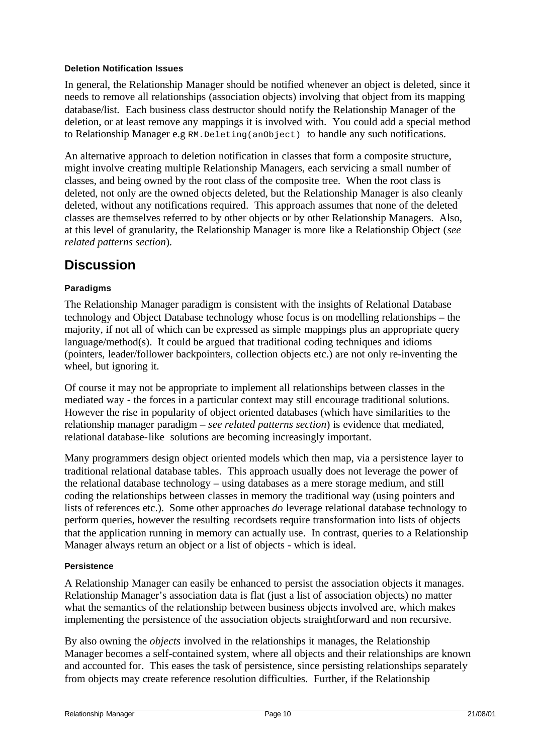#### Deletion Notification Issues

In general, the Relationship Manager should be notified whenever an object is deleted, since it needs to remove all relationships (association objects) involving that object from its mapping database/list. Each business class destructor should notify the Relationship Manager of the deletion, or at least remove any mappings it is involved with. You could add a special method to Relationship Manager e.g `RM.Deleting(anObject)` to handle any such notifications.

An alternative approach to deletion notification in classes that form a composite structure, might involve creating multiple Relationship Managers, each servicing a small number of classes, and being owned by the root class of the composite tree. When the root class is deleted, not only are the owned objects deleted, but the Relationship Manager is also cleanly deleted, without any notifications required. This approach assumes that none of the deleted classes are themselves referred to by other objects or by other Relationship Managers. Also, at this level of granularity, the Relationship Manager is more like a Relationship Object (*see related patterns section*).

## Discussion

#### Paradigms

The Relationship Manager paradigm is consistent with the insights of Relational Database technology and Object Database technology whose focus is on modelling relationships – the majority, if not all of which can be expressed as simple mappings plus an appropriate query language/method(s). It could be argued that traditional coding techniques and idioms (pointers, leader/follower backpointers, collection objects etc.) are not only re-inventing the wheel, but ignoring it.

Of course it may not be appropriate to implement all relationships between classes in the mediated way - the forces in a particular context may still encourage traditional solutions. However the rise in popularity of object oriented databases (which have similarities to the relationship manager paradigm – *see related patterns section*) is evidence that mediated, relational database-like solutions are becoming increasingly important.

Many programmers design object oriented models which then map, via a persistence layer to traditional relational database tables. This approach usually does not leverage the power of the relational database technology – using databases as a mere storage medium, and still coding the relationships between classes in memory the traditional way (using pointers and lists of references etc.). Some other approaches *do* leverage relational database technology to perform queries, however the resulting recordsets require transformation into lists of objects that the application running in memory can actually use. In contrast, queries to a Relationship Manager always return an object or a list of objects - which is ideal.

#### Persistence

A Relationship Manager can easily be enhanced to persist the association objects it manages. Relationship Manager's association data is flat (just a list of association objects) no matter what the semantics of the relationship between business objects involved are, which makes implementing the persistence of the association objects straightforward and non recursive.

By also owning the *objects* involved in the relationships it manages, the Relationship Manager becomes a self-contained system, where all objects and their relationships are known and accounted for. This eases the task of persistence, since persisting relationships separately from objects may create reference resolution difficulties. Further, if the Relationship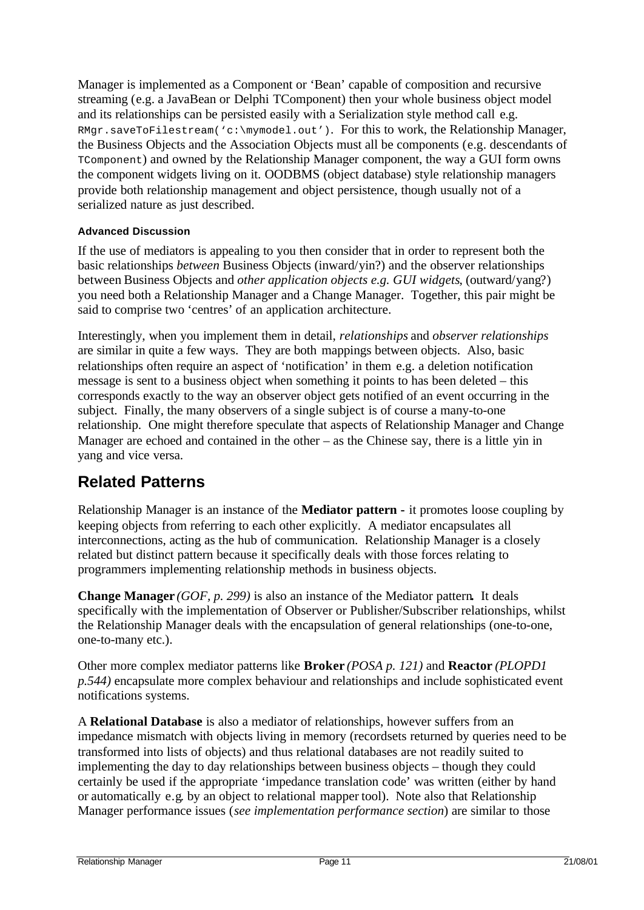Manager is implemented as a Component or 'Bean' capable of composition and recursive streaming (e.g. a JavaBean or Delphi TComponent) then your whole business object model and its relationships can be persisted easily with a Serialization style method call e.g. `RMgr.saveToFilestream('c:\mymodel.out')`. For this to work, the Relationship Manager, the Business Objects and the Association Objects must all be components (e.g. descendants of `TComponent`) and owned by the Relationship Manager component, the way a GUI form owns the component widgets living on it. OODBMS (object database) style relationship managers provide both relationship management and object persistence, though usually not of a serialized nature as just described.

#### Advanced Discussion

If the use of mediators is appealing to you then consider that in order to represent both the basic relationships *between* Business Objects (inward/yin?) and the observer relationships between Business Objects and *other application objects e.g. GUI widgets*, (outward/yang?) you need both a Relationship Manager and a Change Manager. Together, this pair might be said to comprise two 'centres' of an application architecture.

Interestingly, when you implement them in detail, *relationships* and *observer relationships* are similar in quite a few ways. They are both mappings between objects. Also, basic relationships often require an aspect of 'notification' in them e.g. a deletion notification message is sent to a business object when something it points to has been deleted – this corresponds exactly to the way an observer object gets notified of an event occurring in the subject. Finally, the many observers of a single subject is of course a many-to-one relationship. One might therefore speculate that aspects of Relationship Manager and Change Manager are echoed and contained in the other – as the Chinese say, there is a little yin in yang and vice versa.

## Related Patterns

Relationship Manager is an instance of the **Mediator pattern** - it promotes loose coupling by keeping objects from referring to each other explicitly. A mediator encapsulates all interconnections, acting as the hub of communication. Relationship Manager is a closely related but distinct pattern because it specifically deals with those forces relating to programmers implementing relationship methods in business objects.

**Change Manager** *(GOF, p. 299)* is also an instance of the Mediator pattern**.** It deals specifically with the implementation of Observer or Publisher/Subscriber relationships, whilst the Relationship Manager deals with the encapsulation of general relationships (one-to-one, one-to-many etc.).

Other more complex mediator patterns like **Broker** *(POSA p. 121)* and **Reactor** *(PLOPD1 p.544)* encapsulate more complex behaviour and relationships and include sophisticated event notifications systems.

A **Relational Database** is also a mediator of relationships, however suffers from an impedance mismatch with objects living in memory (recordsets returned by queries need to be transformed into lists of objects) and thus relational databases are not readily suited to implementing the day to day relationships between business objects – though they could certainly be used if the appropriate 'impedance translation code' was written (either by hand or automatically e.g. by an object to relational mapper tool). Note also that Relationship Manager performance issues (*see implementation performance section*) are similar to those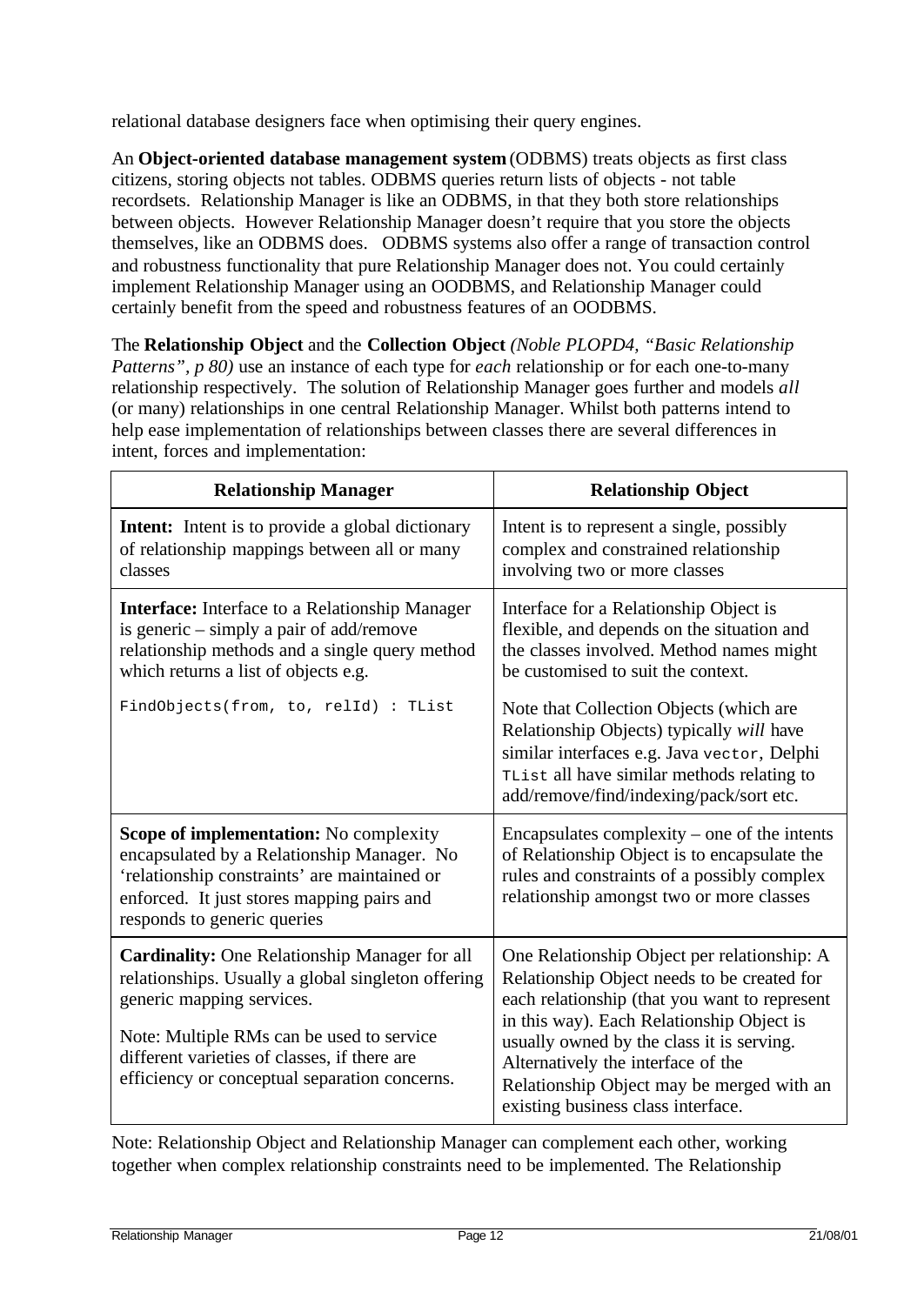relational database designers face when optimising their query engines.

An **Object-oriented database management system** (ODBMS) treats objects as first class citizens, storing objects not tables. ODBMS queries return lists of objects - not table recordsets. Relationship Manager is like an ODBMS, in that they both store relationships between objects. However Relationship Manager doesn't require that you store the objects themselves, like an ODBMS does. ODBMS systems also offer a range of transaction control and robustness functionality that pure Relationship Manager does not. You could certainly implement Relationship Manager using an OODBMS, and Relationship Manager could certainly benefit from the speed and robustness features of an OODBMS.

The **Relationship Object** and the **Collection Object** *(Noble PLOPD4, "Basic Relationship Patterns", p 80)* use an instance of each type for *each* relationship or for each one-to-many relationship respectively. The solution of Relationship Manager goes further and models *all* (or many) relationships in one central Relationship Manager. Whilst both patterns intend to help ease implementation of relationships between classes there are several differences in intent, forces and implementation:

| Relationship Manager | Relationship Object |
|---|---|
| **Intent:** Intent is to provide a global dictionary of relationship mappings between all or many classes | Intent is to represent a single, possibly complex and constrained relationship involving two or more classes |
| **Interface:** Interface to a Relationship Manager is generic – simply a pair of add/remove relationship methods and a single query method which returns a list of objects e.g. `FindObjects(from, to, relId) : TList` | Interface for a Relationship Object is flexible, and depends on the situation and the classes involved. Method names might be customised to suit the context. Note that Collection Objects (which are Relationship Objects) typically *will* have similar interfaces e.g. Java `vector`, Delphi `TList` all have similar methods relating to add/remove/find/indexing/pack/sort etc. |
| **Scope of implementation:** No complexity encapsulated by a Relationship Manager. No 'relationship constraints' are maintained or enforced. It just stores mapping pairs and responds to generic queries | Encapsulates complexity – one of the intents of Relationship Object is to encapsulate the rules and constraints of a possibly complex relationship amongst two or more classes |
| **Cardinality:** One Relationship Manager for all relationships. Usually a global singleton offering generic mapping services. Note: Multiple RMs can be used to service different varieties of classes, if there are efficiency or conceptual separation concerns. | One Relationship Object per relationship: A Relationship Object needs to be created for each relationship (that you want to represent in this way). Each Relationship Object is usually owned by the class it is serving. Alternatively the interface of the Relationship Object may be merged with an existing business class interface. |

Note: Relationship Object and Relationship Manager can complement each other, working together when complex relationship constraints need to be implemented. The Relationship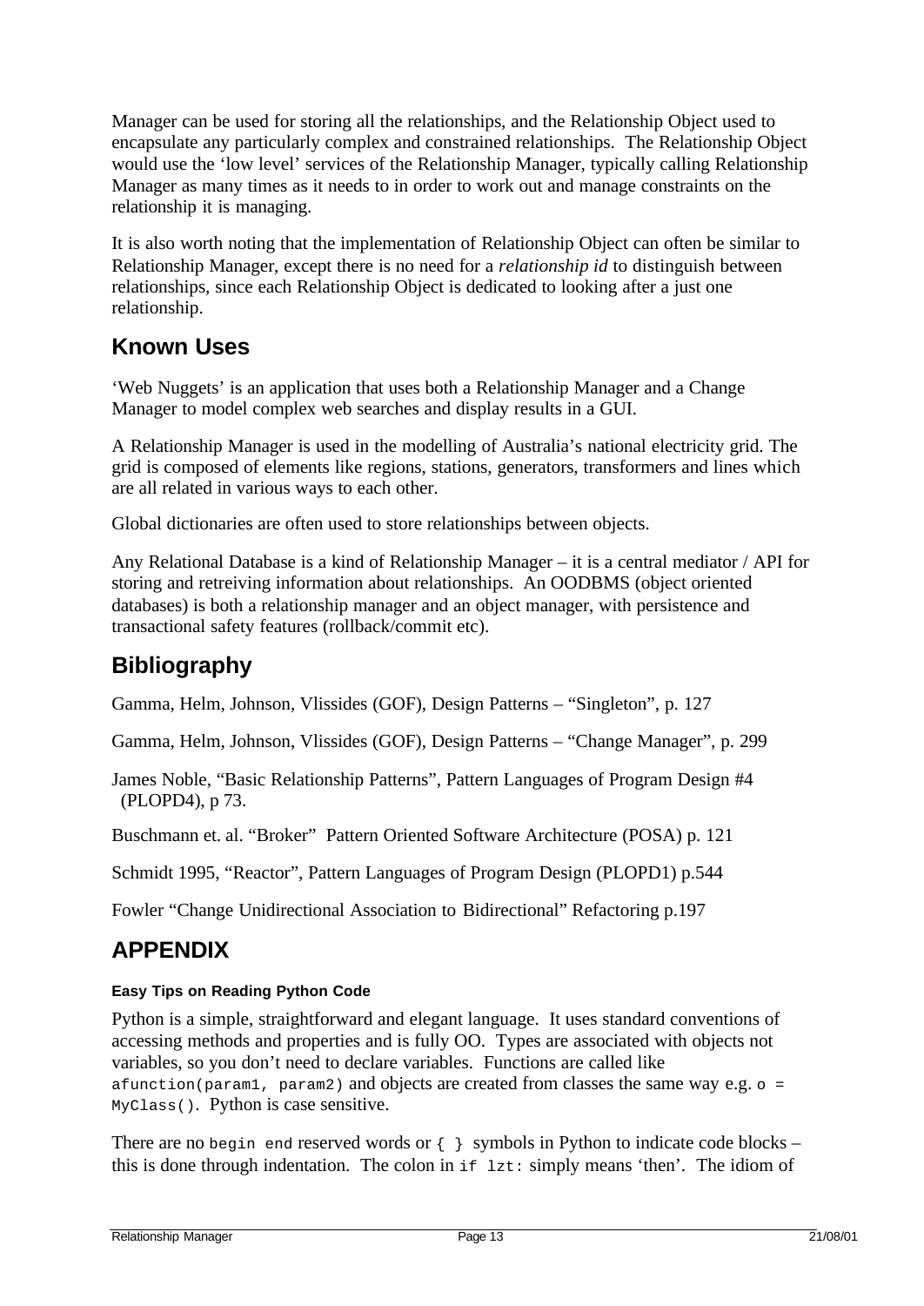Manager can be used for storing all the relationships, and the Relationship Object used to encapsulate any particularly complex and constrained relationships. The Relationship Object would use the 'low level' services of the Relationship Manager, typically calling Relationship Manager as many times as it needs to in order to work out and manage constraints on the relationship it is managing.

It is also worth noting that the implementation of Relationship Object can often be similar to Relationship Manager, except there is no need for a *relationship id* to distinguish between relationships, since each Relationship Object is dedicated to looking after a just one relationship.

## Known Uses

'Web Nuggets' is an application that uses both a Relationship Manager and a Change Manager to model complex web searches and display results in a GUI.

A Relationship Manager is used in the modelling of Australia's national electricity grid. The grid is composed of elements like regions, stations, generators, transformers and lines which are all related in various ways to each other.

Global dictionaries are often used to store relationships between objects.

Any Relational Database is a kind of Relationship Manager – it is a central mediator / API for storing and retreiving information about relationships. An OODBMS (object oriented databases) is both a relationship manager and an object manager, with persistence and transactional safety features (rollback/commit etc).

## Bibliography

Gamma, Helm, Johnson, Vlissides (GOF), Design Patterns – "Singleton", p. 127

Gamma, Helm, Johnson, Vlissides (GOF), Design Patterns – "Change Manager", p. 299

James Noble, "Basic Relationship Patterns", Pattern Languages of Program Design #4 (PLOPD4), p 73.

Buschmann et. al. "Broker" Pattern Oriented Software Architecture (POSA) p. 121

Schmidt 1995, "Reactor", Pattern Languages of Program Design (PLOPD1) p.544

Fowler "Change Unidirectional Association to Bidirectional" Refactoring p.197

## APPENDIX

#### Easy Tips on Reading Python Code

Python is a simple, straightforward and elegant language. It uses standard conventions of accessing methods and properties and is fully OO. Types are associated with objects not variables, so you don't need to declare variables. Functions are called like `afunction(param1, param2)` and objects are created from classes the same way e.g. `o = MyClass()`. Python is case sensitive.

There are no `begin end` reserved words or `{ }` symbols in Python to indicate code blocks – this is done through indentation. The colon in `if lzt:` simply means 'then'. The idiom of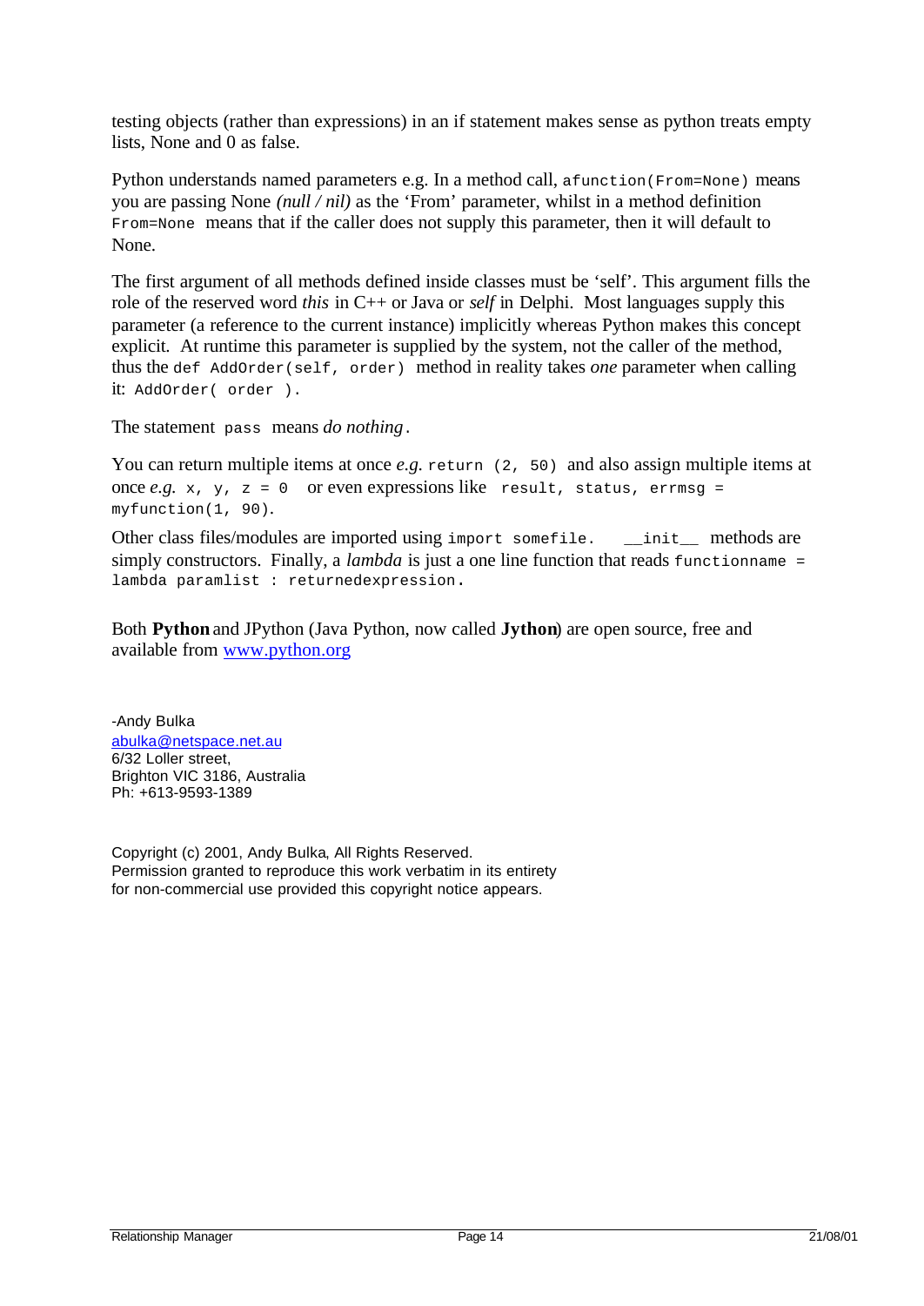testing objects (rather than expressions) in an if statement makes sense as python treats empty lists, None and 0 as false.

Python understands named parameters e.g. In a method call, `afunction(From=None)` means you are passing None *(null / nil)* as the 'From' parameter, whilst in a method definition `From=None` means that if the caller does not supply this parameter, then it will default to None.

The first argument of all methods defined inside classes must be 'self'. This argument fills the role of the reserved word *this* in C++ or Java or *self* in Delphi. Most languages supply this parameter (a reference to the current instance) implicitly whereas Python makes this concept explicit. At runtime this parameter is supplied by the system, not the caller of the method, thus the `def AddOrder(self, order)` method in reality takes *one* parameter when calling it: `AddOrder( order )`.

The statement `pass` means *do nothing*.

You can return multiple items at once *e.g.* `return (2, 50)` and also assign multiple items at once *e.g.* `x, y, z = 0` or even expressions like `result, status, errmsg = myfunction(1, 90)`.

Other class files/modules are imported using `import somefile`. `__init__` methods are simply constructors. Finally, a *lambda* is just a one line function that reads `functionname = lambda paramlist : returnedexpression`.

Both **Python** and JPython (Java Python, now called **Jython**) are open source, free and available from [www.python.org](http://www.python.org)

-Andy Bulka
abulka@netspace.net.au
6/32 Loller street,
Brighton VIC 3186, Australia
Ph: +613-9593-1389

Copyright (c) 2001, Andy Bulka, All Rights Reserved.
Permission granted to reproduce this work verbatim in its entirety
for non-commercial use provided this copyright notice appears.